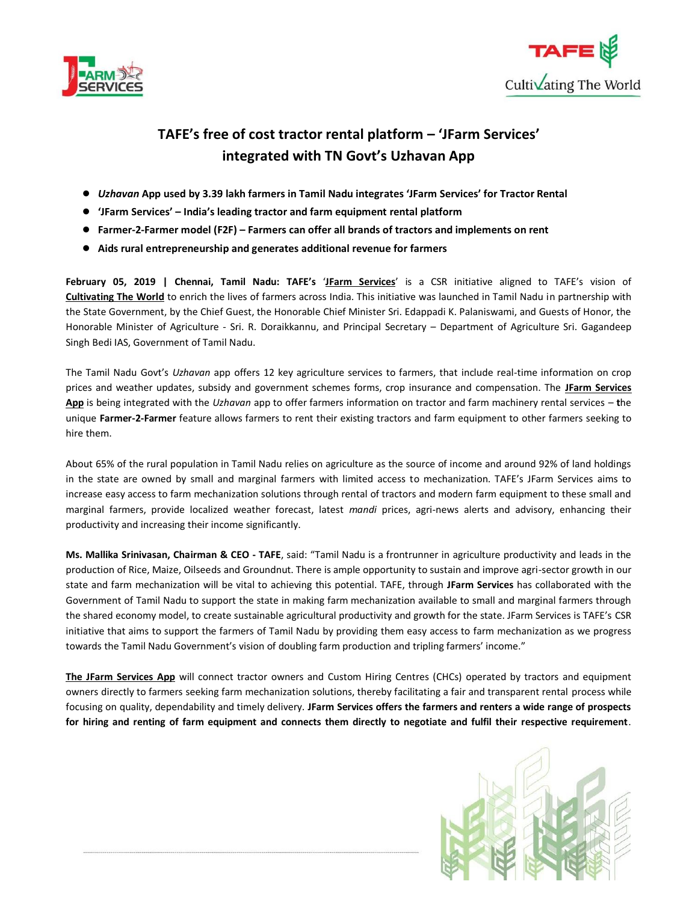# TAFE's free of cost tractor rental platform – 'JFarm Services' integrated with TN Govt's Uzhavan App

- ***Uzhavan*** **App used by 3.39 lakh farmers in Tamil Nadu integrates 'JFarm Services' for Tractor Rental**
- **'JFarm Services' – India's leading tractor and farm equipment rental platform**
- **Farmer-2-Farmer model (F2F) – Farmers can offer all brands of tractors and implements on rent**
- **Aids rural entrepreneurship and generates additional revenue for farmers**

**February 05, 2019 | Chennai, Tamil Nadu: TAFE's** '**JFarm Services**' is a CSR initiative aligned to TAFE's vision of **Cultivating The World** to enrich the lives of farmers across India. This initiative was launched in Tamil Nadu in partnership with the State Government, by the Chief Guest, the Honorable Chief Minister Sri. Edappadi K. Palaniswami, and Guests of Honor, the Honorable Minister of Agriculture - Sri. R. Doraikkannu, and Principal Secretary – Department of Agriculture Sri. Gagandeep Singh Bedi IAS, Government of Tamil Nadu.

The Tamil Nadu Govt's *Uzhavan* app offers 12 key agriculture services to farmers, that include real-time information on crop prices and weather updates, subsidy and government schemes forms, crop insurance and compensation. The **JFarm Services App** is being integrated with the *Uzhavan* app to offer farmers information on tractor and farm machinery rental services – **t**he unique **Farmer-2-Farmer** feature allows farmers to rent their existing tractors and farm equipment to other farmers seeking to hire them.

About 65% of the rural population in Tamil Nadu relies on agriculture as the source of income and around 92% of land holdings in the state are owned by small and marginal farmers with limited access to mechanization. TAFE's JFarm Services aims to increase easy access to farm mechanization solutions through rental of tractors and modern farm equipment to these small and marginal farmers, provide localized weather forecast, latest *mandi* prices, agri-news alerts and advisory, enhancing their productivity and increasing their income significantly.

**Ms. Mallika Srinivasan, Chairman & CEO - TAFE**, said: "Tamil Nadu is a frontrunner in agriculture productivity and leads in the production of Rice, Maize, Oilseeds and Groundnut. There is ample opportunity to sustain and improve agri-sector growth in our state and farm mechanization will be vital to achieving this potential. TAFE, through **JFarm Services** has collaborated with the Government of Tamil Nadu to support the state in making farm mechanization available to small and marginal farmers through the shared economy model, to create sustainable agricultural productivity and growth for the state. JFarm Services is TAFE's CSR initiative that aims to support the farmers of Tamil Nadu by providing them easy access to farm mechanization as we progress towards the Tamil Nadu Government's vision of doubling farm production and tripling farmers' income."

**The JFarm Services App** will connect tractor owners and Custom Hiring Centres (CHCs) operated by tractors and equipment owners directly to farmers seeking farm mechanization solutions, thereby facilitating a fair and transparent rental process while focusing on quality, dependability and timely delivery. **JFarm Services offers the farmers and renters a wide range of prospects for hiring and renting of farm equipment and connects them directly to negotiate and fulfil their respective requirement**.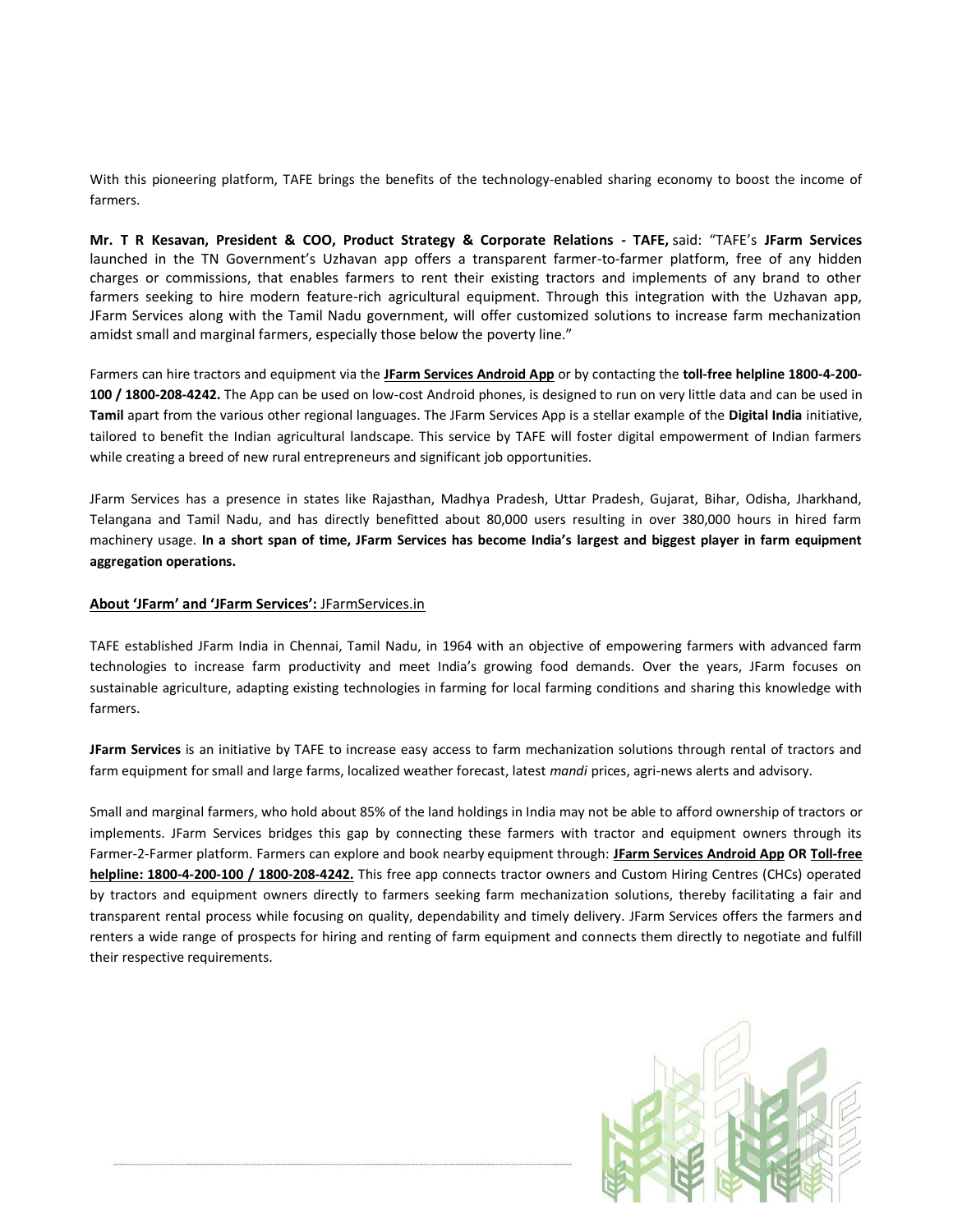With this pioneering platform, TAFE brings the benefits of the technology-enabled sharing economy to boost the income of farmers.

**Mr. T R Kesavan, President & COO, Product Strategy & Corporate Relations - TAFE,** said: "TAFE's **JFarm Services** launched in the TN Government's Uzhavan app offers a transparent farmer-to-farmer platform, free of any hidden charges or commissions, that enables farmers to rent their existing tractors and implements of any brand to other farmers seeking to hire modern feature-rich agricultural equipment. Through this integration with the Uzhavan app, JFarm Services along with the Tamil Nadu government, will offer customized solutions to increase farm mechanization amidst small and marginal farmers, especially those below the poverty line."

Farmers can hire tractors and equipment via the **JFarm Services Android App** or by contacting the **toll-free helpline 1800-4-200-100 / 1800-208-4242.** The App can be used on low-cost Android phones, is designed to run on very little data and can be used in **Tamil** apart from the various other regional languages. The JFarm Services App is a stellar example of the **Digital India** initiative, tailored to benefit the Indian agricultural landscape. This service by TAFE will foster digital empowerment of Indian farmers while creating a breed of new rural entrepreneurs and significant job opportunities.

JFarm Services has a presence in states like Rajasthan, Madhya Pradesh, Uttar Pradesh, Gujarat, Bihar, Odisha, Jharkhand, Telangana and Tamil Nadu, and has directly benefitted about 80,000 users resulting in over 380,000 hours in hired farm machinery usage. **In a short span of time, JFarm Services has become India's largest and biggest player in farm equipment aggregation operations.**

**About 'JFarm' and 'JFarm Services':** JFarmServices.in

TAFE established JFarm India in Chennai, Tamil Nadu, in 1964 with an objective of empowering farmers with advanced farm technologies to increase farm productivity and meet India's growing food demands. Over the years, JFarm focuses on sustainable agriculture, adapting existing technologies in farming for local farming conditions and sharing this knowledge with farmers.

**JFarm Services** is an initiative by TAFE to increase easy access to farm mechanization solutions through rental of tractors and farm equipment for small and large farms, localized weather forecast, latest *mandi* prices, agri-news alerts and advisory.

Small and marginal farmers, who hold about 85% of the land holdings in India may not be able to afford ownership of tractors or implements. JFarm Services bridges this gap by connecting these farmers with tractor and equipment owners through its Farmer-2-Farmer platform. Farmers can explore and book nearby equipment through: **JFarm Services Android App OR Toll-free helpline: 1800-4-200-100 / 1800-208-4242.** This free app connects tractor owners and Custom Hiring Centres (CHCs) operated by tractors and equipment owners directly to farmers seeking farm mechanization solutions, thereby facilitating a fair and transparent rental process while focusing on quality, dependability and timely delivery. JFarm Services offers the farmers and renters a wide range of prospects for hiring and renting of farm equipment and connects them directly to negotiate and fulfill their respective requirements.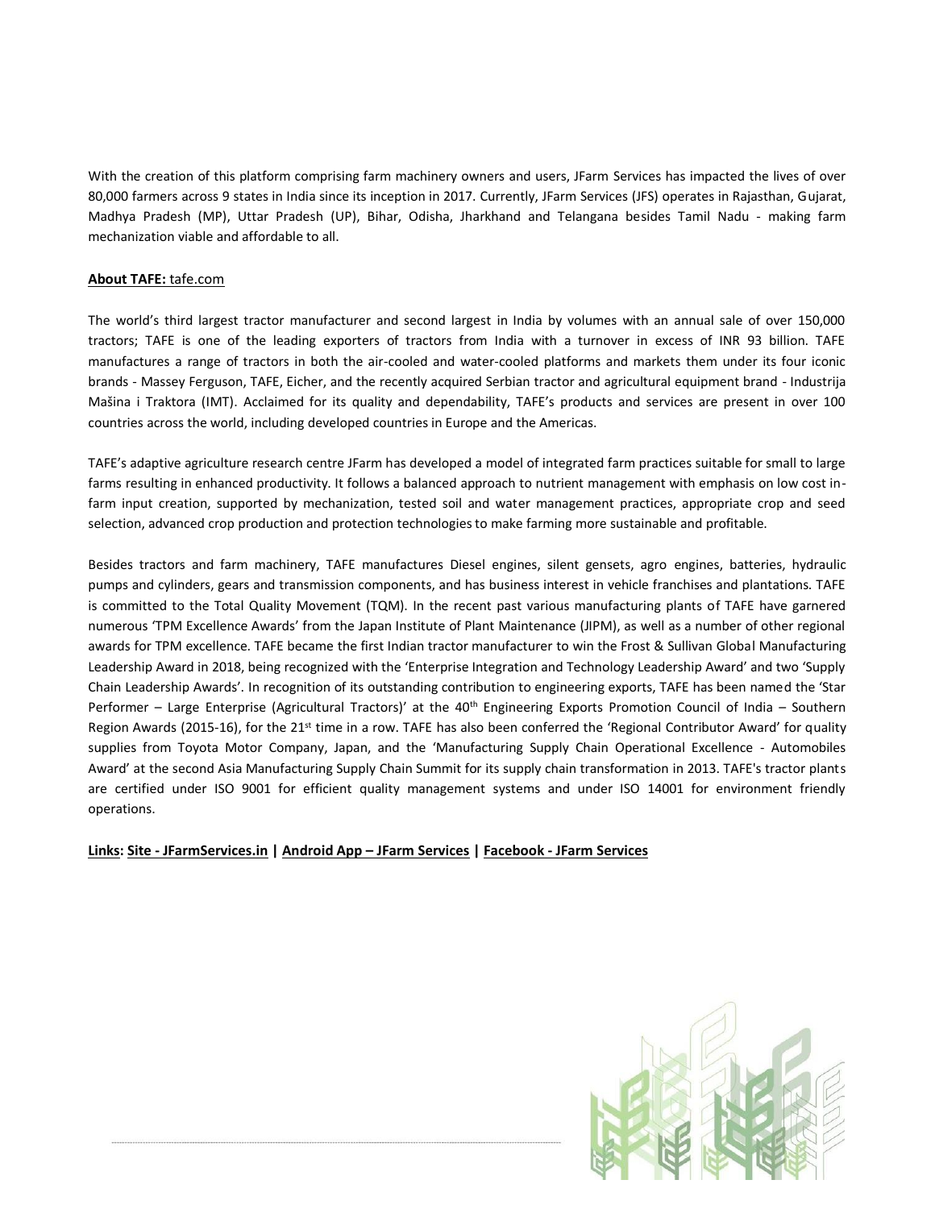With the creation of this platform comprising farm machinery owners and users, JFarm Services has impacted the lives of over 80,000 farmers across 9 states in India since its inception in 2017. Currently, JFarm Services (JFS) operates in Rajasthan, Gujarat, Madhya Pradesh (MP), Uttar Pradesh (UP), Bihar, Odisha, Jharkhand and Telangana besides Tamil Nadu - making farm mechanization viable and affordable to all.

**About TAFE:** tafe.com

The world's third largest tractor manufacturer and second largest in India by volumes with an annual sale of over 150,000 tractors; TAFE is one of the leading exporters of tractors from India with a turnover in excess of INR 93 billion. TAFE manufactures a range of tractors in both the air-cooled and water-cooled platforms and markets them under its four iconic brands - Massey Ferguson, TAFE, Eicher, and the recently acquired Serbian tractor and agricultural equipment brand - Industrija Mašina i Traktora (IMT). Acclaimed for its quality and dependability, TAFE's products and services are present in over 100 countries across the world, including developed countries in Europe and the Americas.

TAFE's adaptive agriculture research centre JFarm has developed a model of integrated farm practices suitable for small to large farms resulting in enhanced productivity. It follows a balanced approach to nutrient management with emphasis on low cost in-farm input creation, supported by mechanization, tested soil and water management practices, appropriate crop and seed selection, advanced crop production and protection technologies to make farming more sustainable and profitable.

Besides tractors and farm machinery, TAFE manufactures Diesel engines, silent gensets, agro engines, batteries, hydraulic pumps and cylinders, gears and transmission components, and has business interest in vehicle franchises and plantations. TAFE is committed to the Total Quality Movement (TQM). In the recent past various manufacturing plants of TAFE have garnered numerous 'TPM Excellence Awards' from the Japan Institute of Plant Maintenance (JIPM), as well as a number of other regional awards for TPM excellence. TAFE became the first Indian tractor manufacturer to win the Frost & Sullivan Global Manufacturing Leadership Award in 2018, being recognized with the 'Enterprise Integration and Technology Leadership Award' and two 'Supply Chain Leadership Awards'. In recognition of its outstanding contribution to engineering exports, TAFE has been named the 'Star Performer – Large Enterprise (Agricultural Tractors)' at the 40th Engineering Exports Promotion Council of India – Southern Region Awards (2015-16), for the 21st time in a row. TAFE has also been conferred the 'Regional Contributor Award' for quality supplies from Toyota Motor Company, Japan, and the 'Manufacturing Supply Chain Operational Excellence - Automobiles Award' at the second Asia Manufacturing Supply Chain Summit for its supply chain transformation in 2013. TAFE's tractor plants are certified under ISO 9001 for efficient quality management systems and under ISO 14001 for environment friendly operations.

**Links: Site - JFarmServices.in | Android App – JFarm Services | Facebook - JFarm Services**